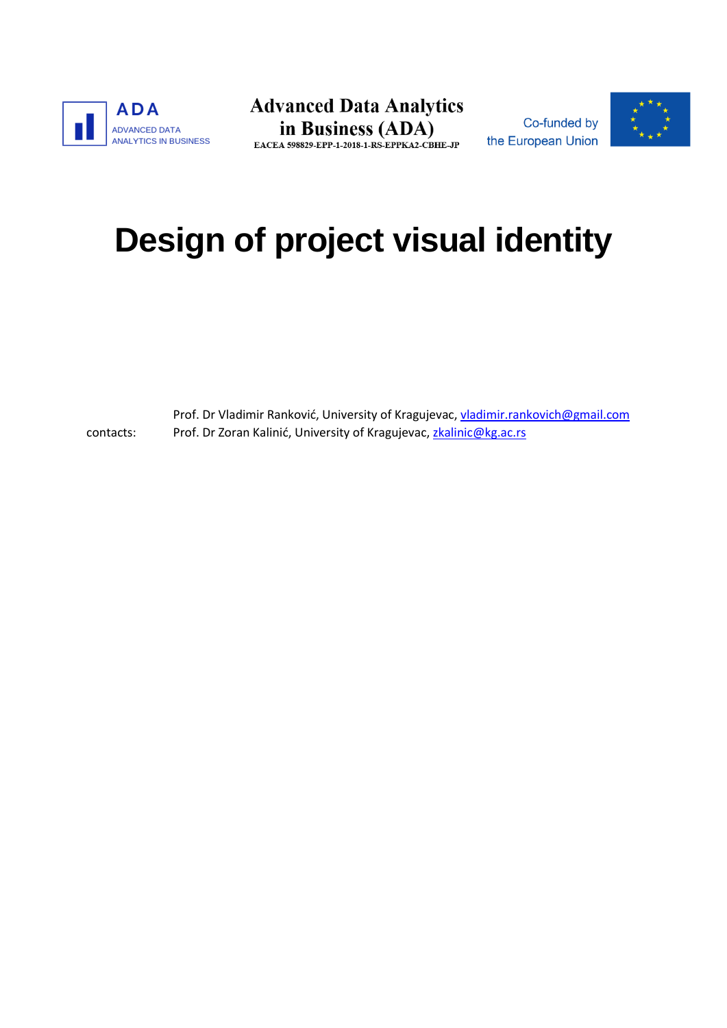ADA
ADVANCED DATA
ANALYTICS IN BUSINESS

**Advanced Data Analytics in Business (ADA)**
EACEA 598829-EPP-1-2018-1-RS-EPPKA2-CBHE-JP

Co-funded by the European Union

# Design of project visual identity

contacts:

Prof. Dr Vladimir Ranković, University of Kragujevac, vladimir.rankovich@gmail.com
Prof. Dr Zoran Kalinić, University of Kragujevac, zkalinic@kg.ac.rs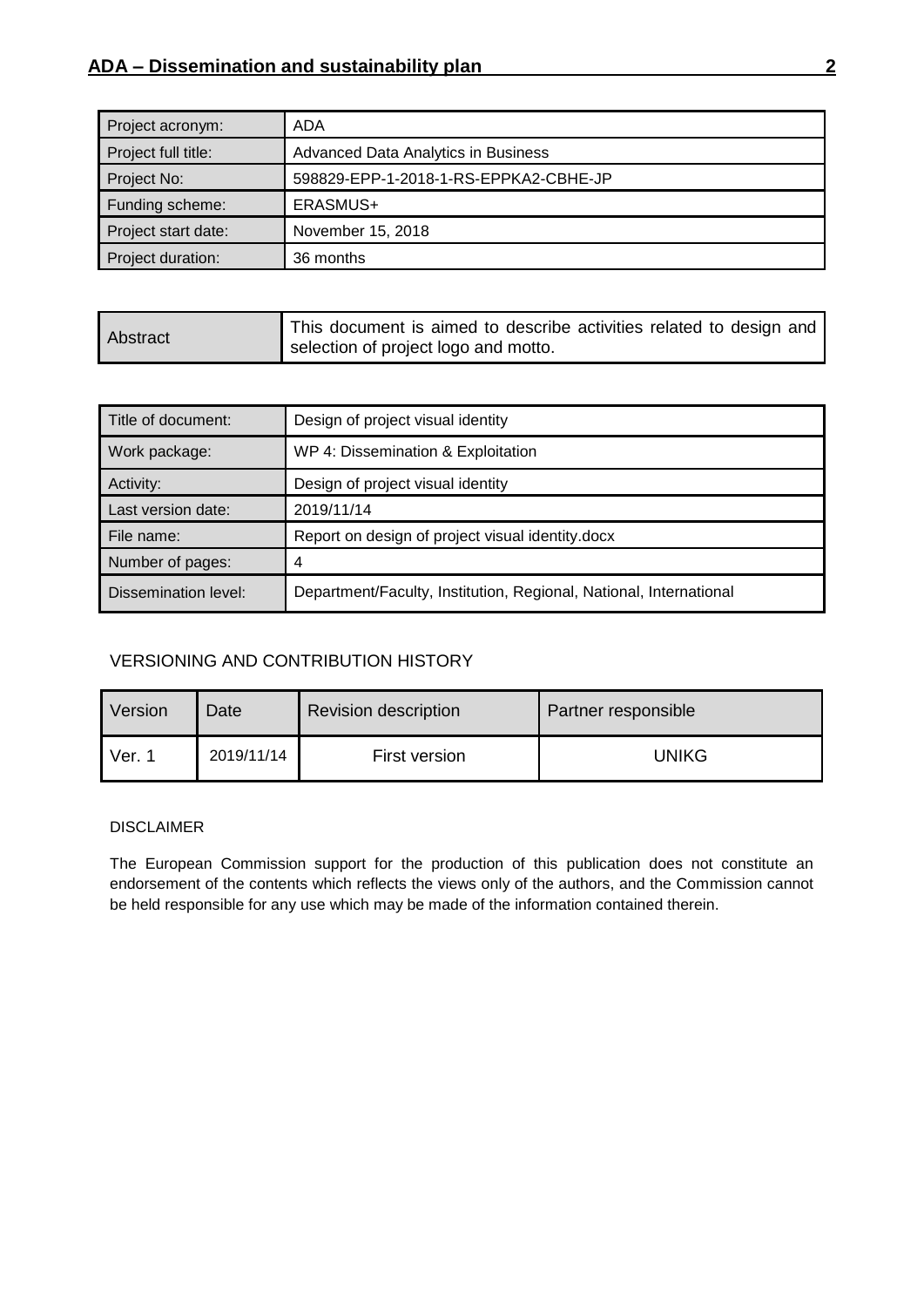| Project acronym: | ADA |
| --- | --- |
| Project full title: | Advanced Data Analytics in Business |
| Project No: | 598829-EPP-1-2018-1-RS-EPPKA2-CBHE-JP |
| Funding scheme: | ERASMUS+ |
| Project start date: | November 15, 2018 |
| Project duration: | 36 months |

| Abstract | This document is aimed to describe activities related to design and selection of project logo and motto. |
| --- | --- |

| Title of document: | Design of project visual identity |
| --- | --- |
| Work package: | WP 4: Dissemination & Exploitation |
| Activity: | Design of project visual identity |
| Last version date: | 2019/11/14 |
| File name: | Report on design of project visual identity.docx |
| Number of pages: | 4 |
| Dissemination level: | Department/Faculty, Institution, Regional, National, International |

VERSIONING AND CONTRIBUTION HISTORY

| Version | Date | Revision description | Partner responsible |
| --- | --- | --- | --- |
| Ver. 1 | 2019/11/14 | First version | UNIKG |

DISCLAIMER

The European Commission support for the production of this publication does not constitute an endorsement of the contents which reflects the views only of the authors, and the Commission cannot be held responsible for any use which may be made of the information contained therein.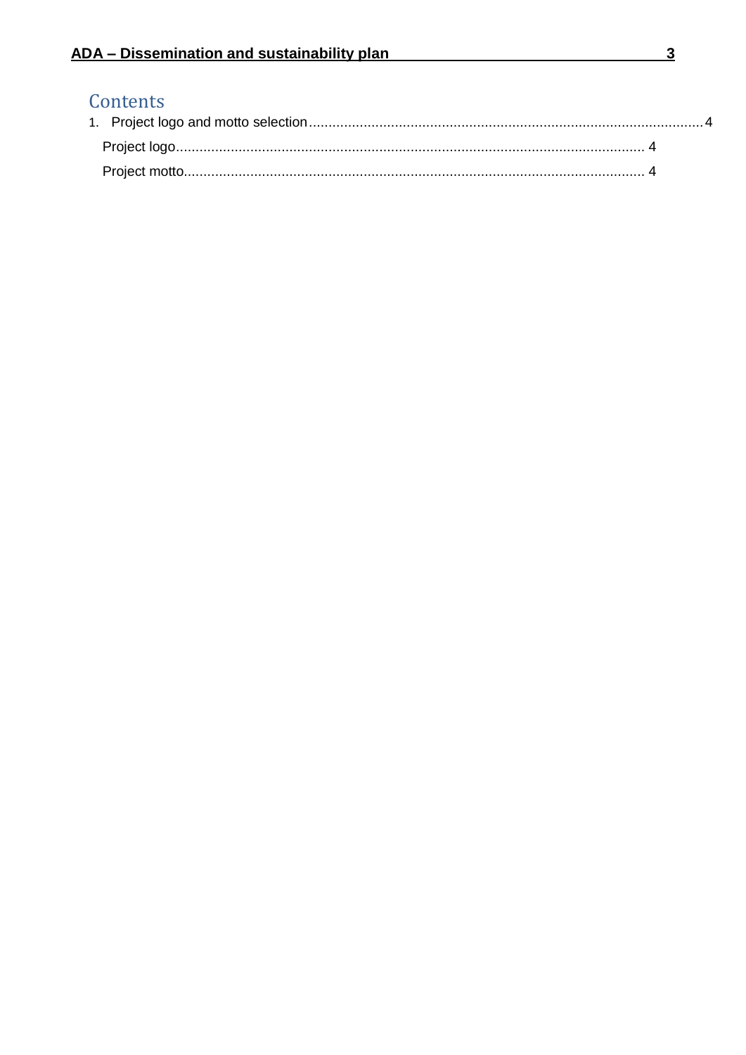# Contents

1. Project logo and motto selection....................................................................................................4

   Project logo........................................................................................................................ 4

   Project motto...................................................................................................................... 4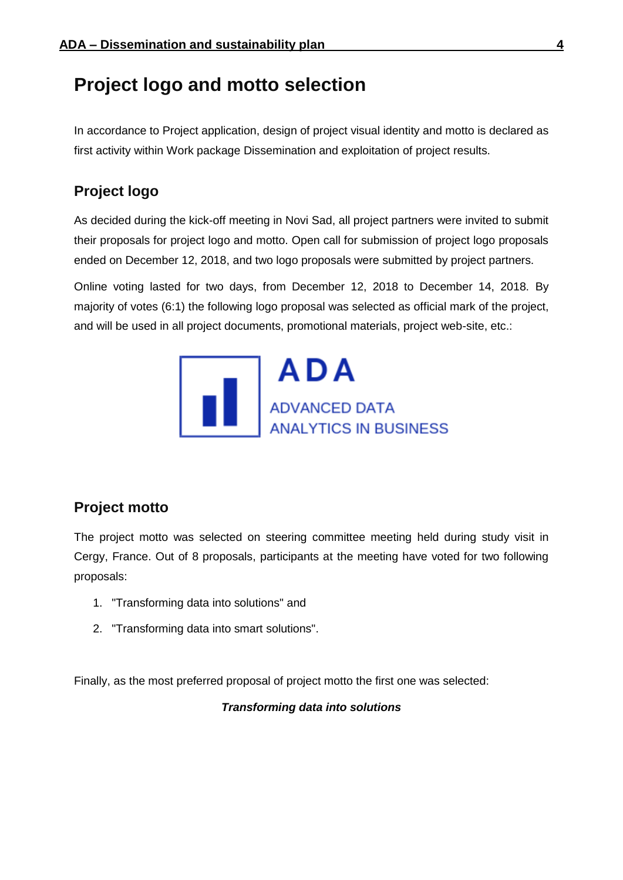# Project logo and motto selection

In accordance to Project application, design of project visual identity and motto is declared as first activity within Work package Dissemination and exploitation of project results.

## Project logo

As decided during the kick-off meeting in Novi Sad, all project partners were invited to submit their proposals for project logo and motto. Open call for submission of project logo proposals ended on December 12, 2018, and two logo proposals were submitted by project partners.

Online voting lasted for two days, from December 12, 2018 to December 14, 2018. By majority of votes (6:1) the following logo proposal was selected as official mark of the project, and will be used in all project documents, promotional materials, project web-site, etc.:

ADA

ADVANCED DATA
ANALYTICS IN BUSINESS

## Project motto

The project motto was selected on steering committee meeting held during study visit in Cergy, France. Out of 8 proposals, participants at the meeting have voted for two following proposals:

1. "Transforming data into solutions" and
2. "Transforming data into smart solutions".

Finally, as the most preferred proposal of project motto the first one was selected:

***Transforming data into solutions***